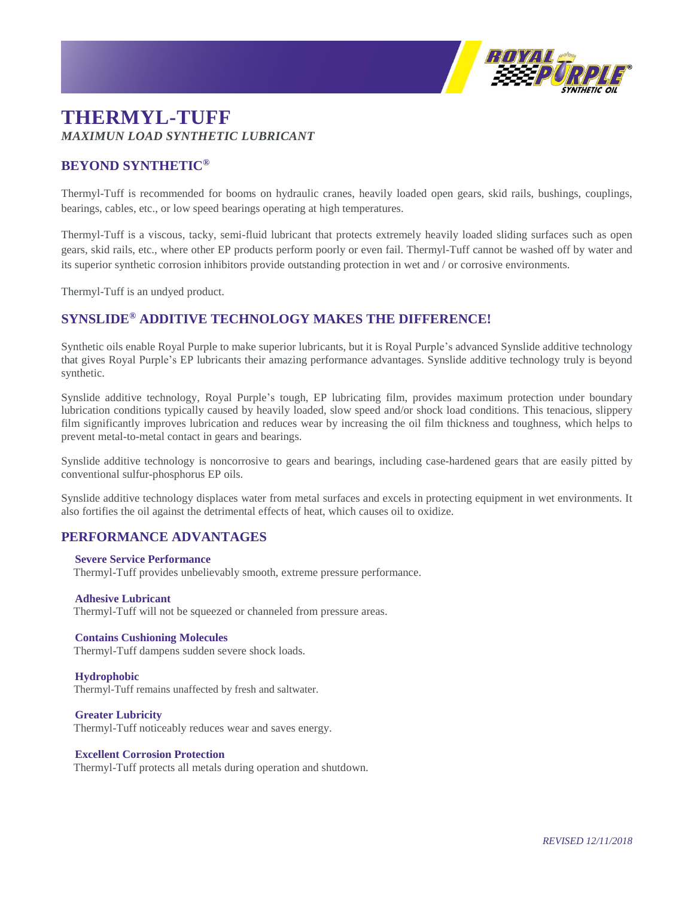# THERMYL-TUFF

*MAXIMUN LOAD SYNTHETIC LUBRICANT*

## BEYOND SYNTHETIC®

Thermyl-Tuff is recommended for booms on hydraulic cranes, heavily loaded open gears, skid rails, bushings, couplings, bearings, cables, etc., or low speed bearings operating at high temperatures.

Thermyl-Tuff is a viscous, tacky, semi-fluid lubricant that protects extremely heavily loaded sliding surfaces such as open gears, skid rails, etc., where other EP products perform poorly or even fail. Thermyl-Tuff cannot be washed off by water and its superior synthetic corrosion inhibitors provide outstanding protection in wet and / or corrosive environments.

Thermyl-Tuff is an undyed product.

## SYNSLIDE® ADDITIVE TECHNOLOGY MAKES THE DIFFERENCE!

Synthetic oils enable Royal Purple to make superior lubricants, but it is Royal Purple's advanced Synslide additive technology that gives Royal Purple's EP lubricants their amazing performance advantages. Synslide additive technology truly is beyond synthetic.

Synslide additive technology, Royal Purple's tough, EP lubricating film, provides maximum protection under boundary lubrication conditions typically caused by heavily loaded, slow speed and/or shock load conditions. This tenacious, slippery film significantly improves lubrication and reduces wear by increasing the oil film thickness and toughness, which helps to prevent metal-to-metal contact in gears and bearings.

Synslide additive technology is noncorrosive to gears and bearings, including case-hardened gears that are easily pitted by conventional sulfur-phosphorus EP oils.

Synslide additive technology displaces water from metal surfaces and excels in protecting equipment in wet environments. It also fortifies the oil against the detrimental effects of heat, which causes oil to oxidize.

## PERFORMANCE ADVANTAGES

**Severe Service Performance**
Thermyl-Tuff provides unbelievably smooth, extreme pressure performance.

**Adhesive Lubricant**
Thermyl-Tuff will not be squeezed or channeled from pressure areas.

**Contains Cushioning Molecules**
Thermyl-Tuff dampens sudden severe shock loads.

**Hydrophobic**
Thermyl-Tuff remains unaffected by fresh and saltwater.

**Greater Lubricity**
Thermyl-Tuff noticeably reduces wear and saves energy.

**Excellent Corrosion Protection**
Thermyl-Tuff protects all metals during operation and shutdown.

*REVISED 12/11/2018*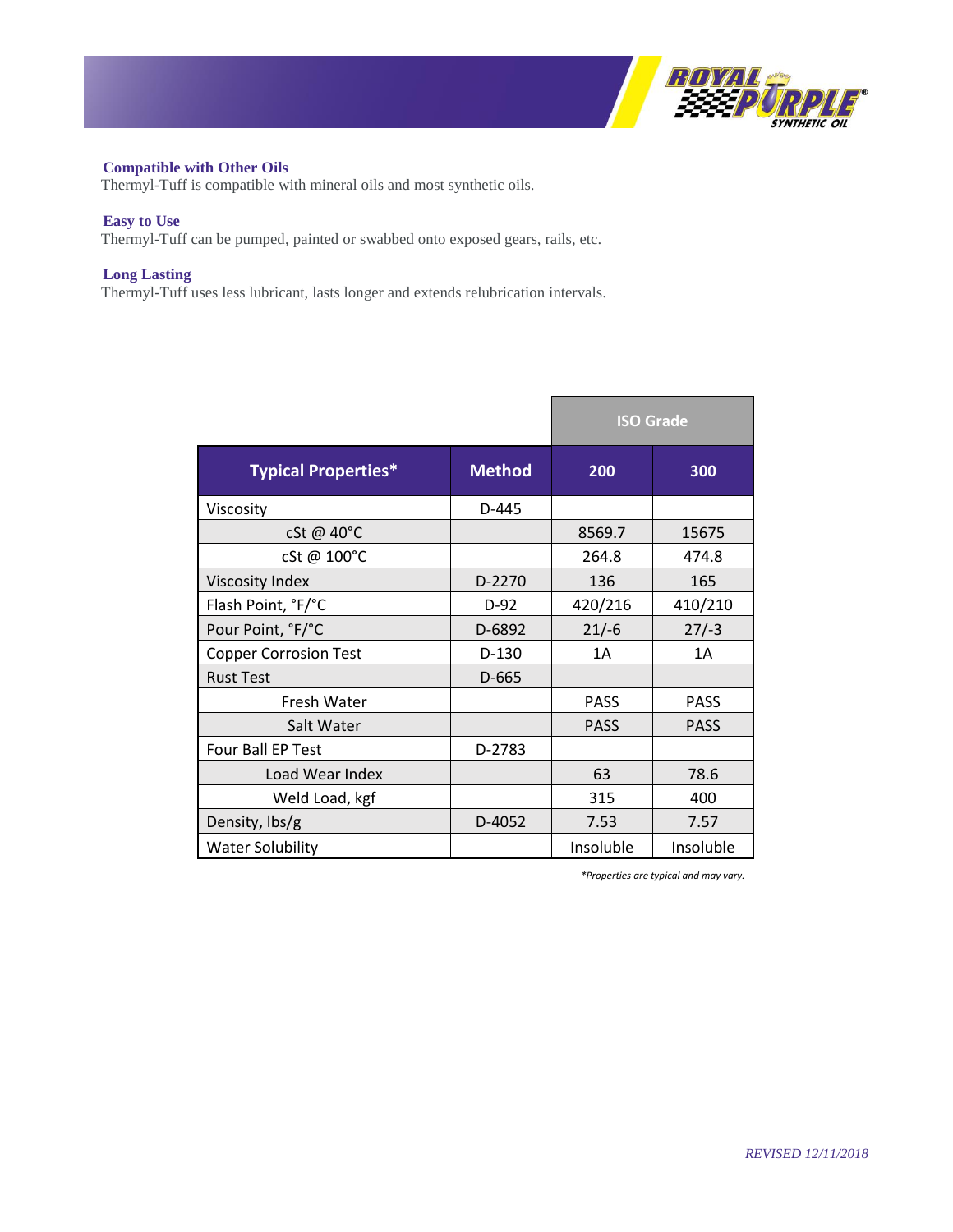### Compatible with Other Oils

Thermyl-Tuff is compatible with mineral oils and most synthetic oils.

### Easy to Use

Thermyl-Tuff can be pumped, painted or swabbed onto exposed gears, rails, etc.

### Long Lasting

Thermyl-Tuff uses less lubricant, lasts longer and extends relubrication intervals.

| | | ISO Grade | |
|---|---|---|---|
| **Typical Properties*** | **Method** | **200** | **300** |
| Viscosity | D-445 | | |
| cSt @ 40°C | | 8569.7 | 15675 |
| cSt @ 100°C | | 264.8 | 474.8 |
| Viscosity Index | D-2270 | 136 | 165 |
| Flash Point, °F/°C | D-92 | 420/216 | 410/210 |
| Pour Point, °F/°C | D-6892 | 21/-6 | 27/-3 |
| Copper Corrosion Test | D-130 | 1A | 1A |
| Rust Test | D-665 | | |
| Fresh Water | | PASS | PASS |
| Salt Water | | PASS | PASS |
| Four Ball EP Test | D-2783 | | |
| Load Wear Index | | 63 | 78.6 |
| Weld Load, kgf | | 315 | 400 |
| Density, lbs/g | D-4052 | 7.53 | 7.57 |
| Water Solubility | | Insoluble | Insoluble |

*\*Properties are typical and may vary.*

*REVISED 12/11/2018*